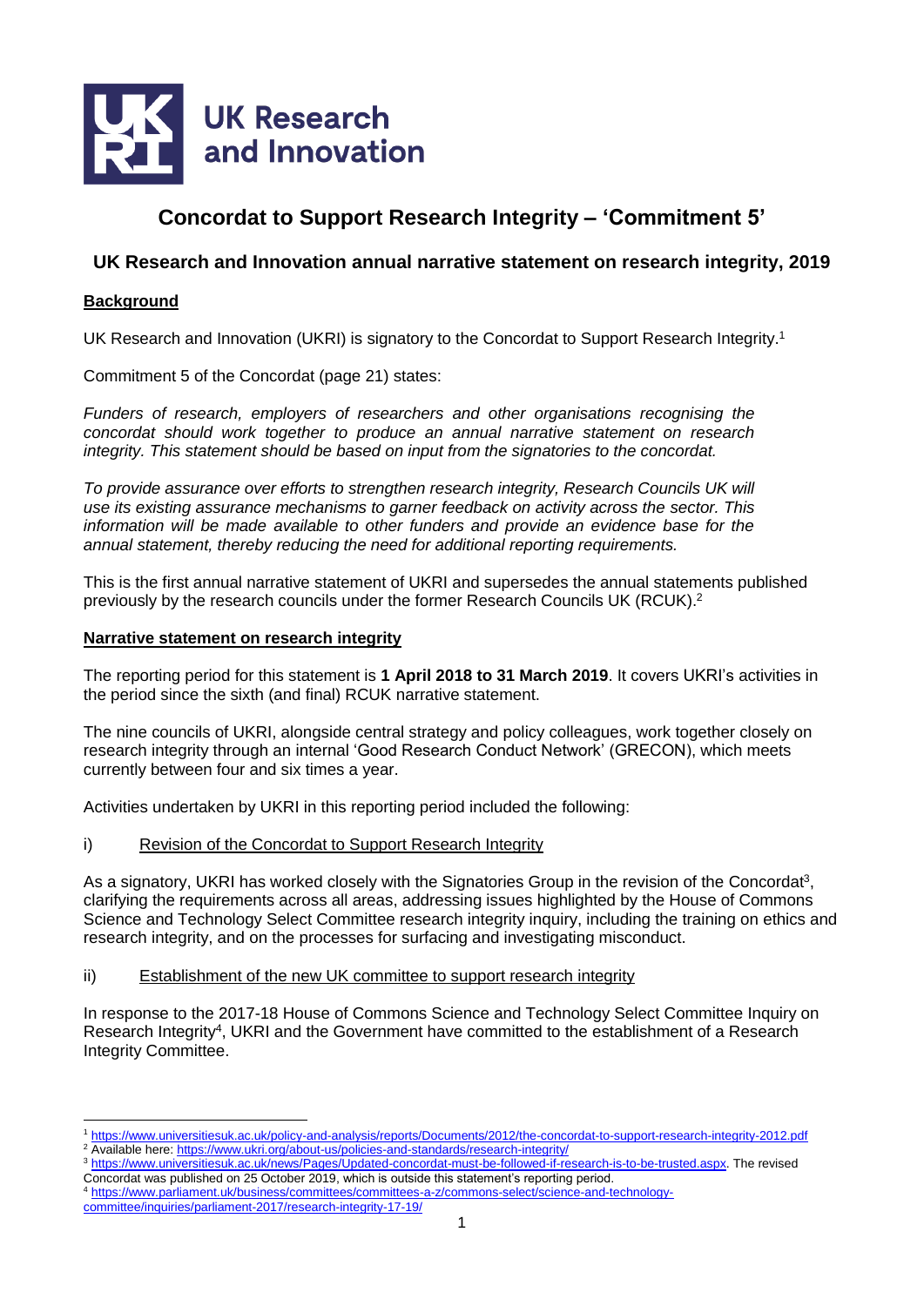UK Research and Innovation

# Concordat to Support Research Integrity – 'Commitment 5'

## UK Research and Innovation annual narrative statement on research integrity, 2019

### Background

UK Research and Innovation (UKRI) is signatory to the Concordat to Support Research Integrity.[1]

Commitment 5 of the Concordat (page 21) states:

*Funders of research, employers of researchers and other organisations recognising the concordat should work together to produce an annual narrative statement on research integrity. This statement should be based on input from the signatories to the concordat.*

*To provide assurance over efforts to strengthen research integrity, Research Councils UK will use its existing assurance mechanisms to garner feedback on activity across the sector. This information will be made available to other funders and provide an evidence base for the annual statement, thereby reducing the need for additional reporting requirements.*

This is the first annual narrative statement of UKRI and supersedes the annual statements published previously by the research councils under the former Research Councils UK (RCUK).[2]

### Narrative statement on research integrity

The reporting period for this statement is **1 April 2018 to 31 March 2019**. It covers UKRI's activities in the period since the sixth (and final) RCUK narrative statement.

The nine councils of UKRI, alongside central strategy and policy colleagues, work together closely on research integrity through an internal 'Good Research Conduct Network' (GRECON), which meets currently between four and six times a year.

Activities undertaken by UKRI in this reporting period included the following:

i) Revision of the Concordat to Support Research Integrity

As a signatory, UKRI has worked closely with the Signatories Group in the revision of the Concordat[3], clarifying the requirements across all areas, addressing issues highlighted by the House of Commons Science and Technology Select Committee research integrity inquiry, including the training on ethics and research integrity, and on the processes for surfacing and investigating misconduct.

ii) Establishment of the new UK committee to support research integrity

In response to the 2017-18 House of Commons Science and Technology Select Committee Inquiry on Research Integrity[4], UKRI and the Government have committed to the establishment of a Research Integrity Committee.

---

[1] https://www.universitiesuk.ac.uk/policy-and-analysis/reports/Documents/2012/the-concordat-to-support-research-integrity-2012.pdf

[2] Available here: https://www.ukri.org/about-us/policies-and-standards/research-integrity/

[3] https://www.universitiesuk.ac.uk/news/Pages/Updated-concordat-must-be-followed-if-research-is-to-be-trusted.aspx. The revised Concordat was published on 25 October 2019, which is outside this statement's reporting period.

[4] https://www.parliament.uk/business/committees/committees-a-z/commons-select/science-and-technology-committee/inquiries/parliament-2017/research-integrity-17-19/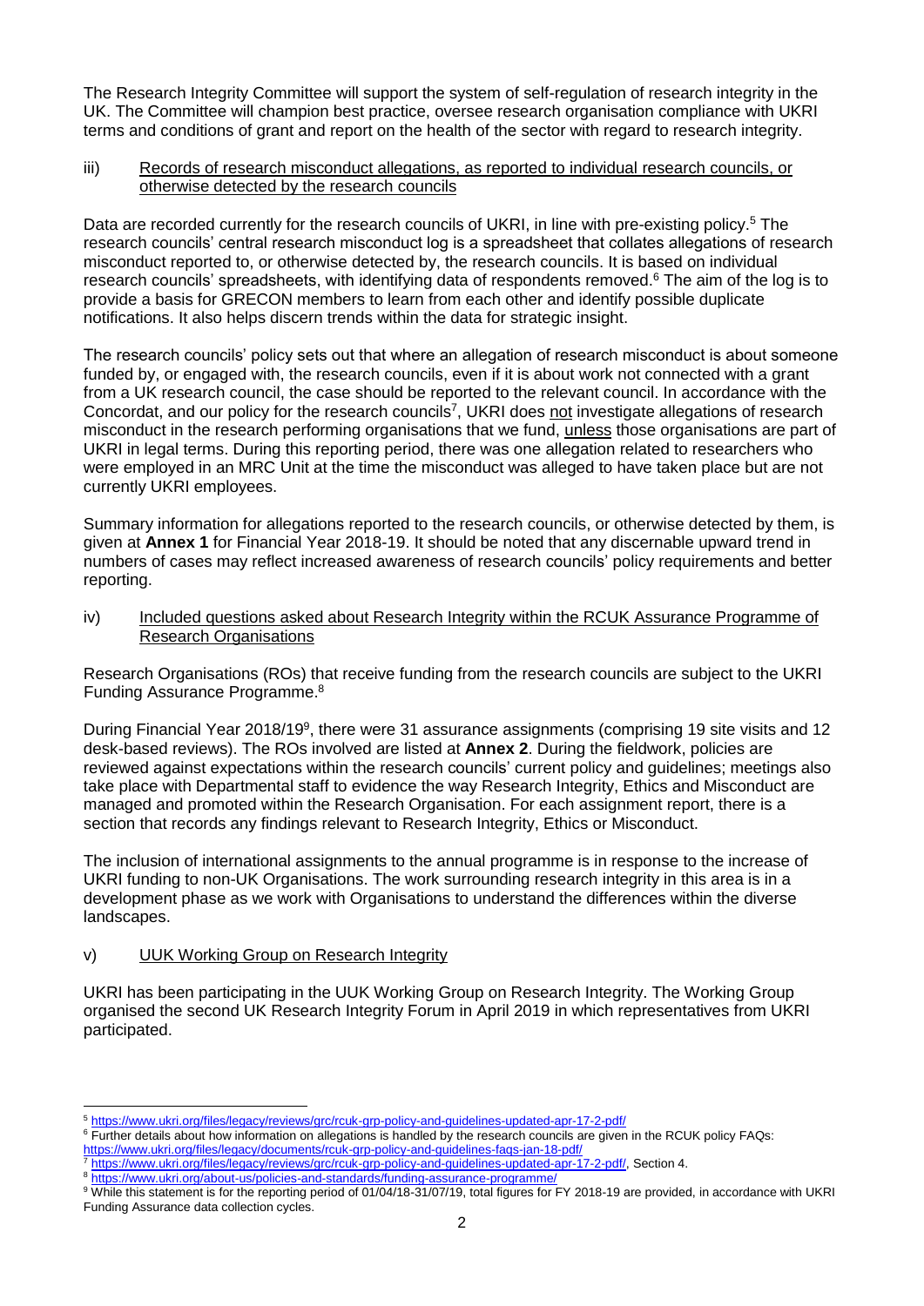The Research Integrity Committee will support the system of self-regulation of research integrity in the UK. The Committee will champion best practice, oversee research organisation compliance with UKRI terms and conditions of grant and report on the health of the sector with regard to research integrity.

iii) Records of research misconduct allegations, as reported to individual research councils, or otherwise detected by the research councils

Data are recorded currently for the research councils of UKRI, in line with pre-existing policy.[5] The research councils' central research misconduct log is a spreadsheet that collates allegations of research misconduct reported to, or otherwise detected by, the research councils. It is based on individual research councils' spreadsheets, with identifying data of respondents removed.[6] The aim of the log is to provide a basis for GRECON members to learn from each other and identify possible duplicate notifications. It also helps discern trends within the data for strategic insight.

The research councils' policy sets out that where an allegation of research misconduct is about someone funded by, or engaged with, the research councils, even if it is about work not connected with a grant from a UK research council, the case should be reported to the relevant council. In accordance with the Concordat, and our policy for the research councils[7], UKRI does not investigate allegations of research misconduct in the research performing organisations that we fund, unless those organisations are part of UKRI in legal terms. During this reporting period, there was one allegation related to researchers who were employed in an MRC Unit at the time the misconduct was alleged to have taken place but are not currently UKRI employees.

Summary information for allegations reported to the research councils, or otherwise detected by them, is given at **Annex 1** for Financial Year 2018-19. It should be noted that any discernable upward trend in numbers of cases may reflect increased awareness of research councils' policy requirements and better reporting.

iv) Included questions asked about Research Integrity within the RCUK Assurance Programme of Research Organisations

Research Organisations (ROs) that receive funding from the research councils are subject to the UKRI Funding Assurance Programme.[8]

During Financial Year 2018/19[9], there were 31 assurance assignments (comprising 19 site visits and 12 desk-based reviews). The ROs involved are listed at **Annex 2**. During the fieldwork, policies are reviewed against expectations within the research councils' current policy and guidelines; meetings also take place with Departmental staff to evidence the way Research Integrity, Ethics and Misconduct are managed and promoted within the Research Organisation. For each assignment report, there is a section that records any findings relevant to Research Integrity, Ethics or Misconduct.

The inclusion of international assignments to the annual programme is in response to the increase of UKRI funding to non-UK Organisations. The work surrounding research integrity in this area is in a development phase as we work with Organisations to understand the differences within the diverse landscapes.

v) UUK Working Group on Research Integrity

UKRI has been participating in the UUK Working Group on Research Integrity. The Working Group organised the second UK Research Integrity Forum in April 2019 in which representatives from UKRI participated.

---

[5] https://www.ukri.org/files/legacy/reviews/grc/rcuk-grp-policy-and-guidelines-updated-apr-17-2-pdf/

[6] Further details about how information on allegations is handled by the research councils are given in the RCUK policy FAQs: https://www.ukri.org/files/legacy/documents/rcuk-grp-policy-and-guidelines-faqs-jan-18-pdf/

[7] https://www.ukri.org/files/legacy/reviews/grc/rcuk-grp-policy-and-guidelines-updated-apr-17-2-pdf/, Section 4.

[8] https://www.ukri.org/about-us/policies-and-standards/funding-assurance-programme/

[9] While this statement is for the reporting period of 01/04/18-31/07/19, total figures for FY 2018-19 are provided, in accordance with UKRI Funding Assurance data collection cycles.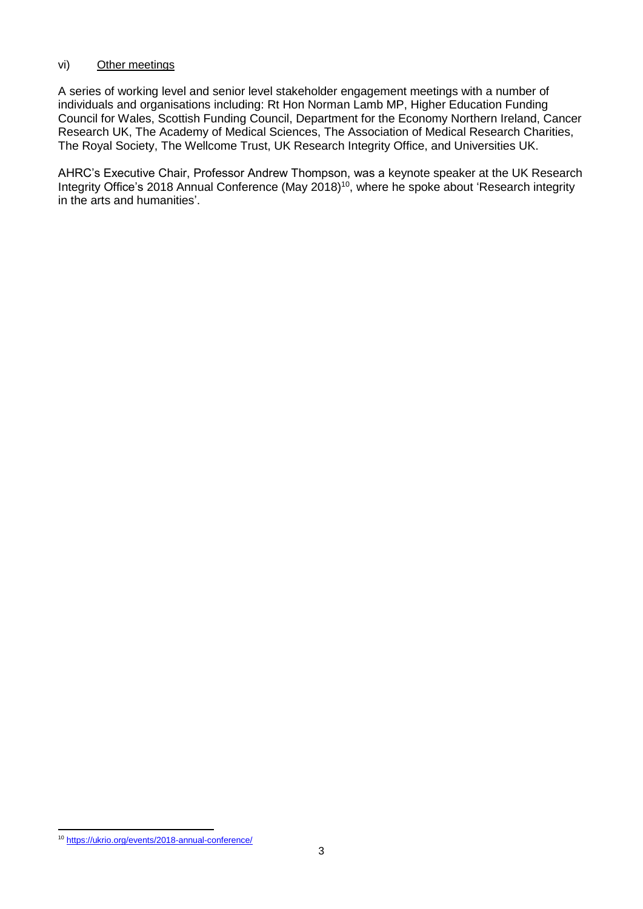vi) Other meetings

A series of working level and senior level stakeholder engagement meetings with a number of individuals and organisations including: Rt Hon Norman Lamb MP, Higher Education Funding Council for Wales, Scottish Funding Council, Department for the Economy Northern Ireland, Cancer Research UK, The Academy of Medical Sciences, The Association of Medical Research Charities, The Royal Society, The Wellcome Trust, UK Research Integrity Office, and Universities UK.

AHRC's Executive Chair, Professor Andrew Thompson, was a keynote speaker at the UK Research Integrity Office's 2018 Annual Conference (May 2018)[10], where he spoke about 'Research integrity in the arts and humanities'.

---

[10] https://ukrio.org/events/2018-annual-conference/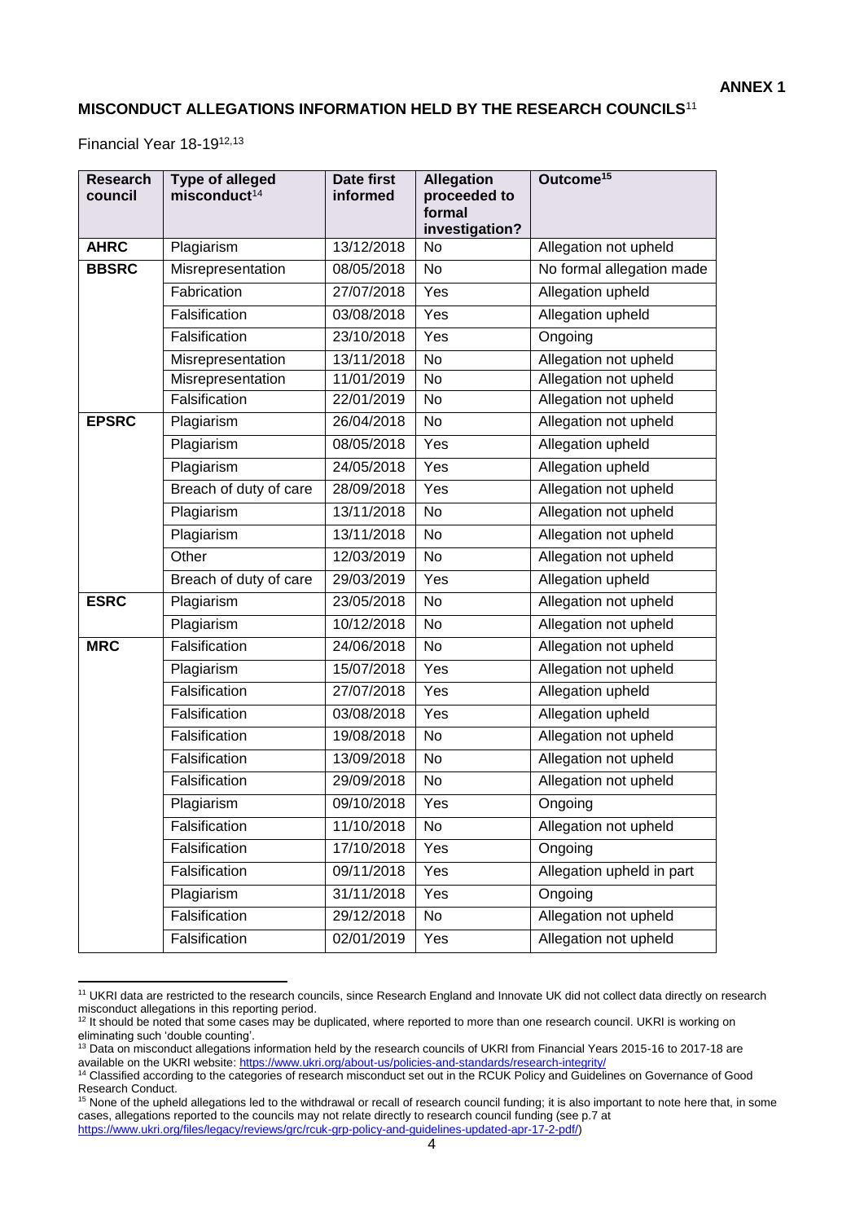**ANNEX 1**

## MISCONDUCT ALLEGATIONS INFORMATION HELD BY THE RESEARCH COUNCILS[11]

Financial Year 18-19[12,13]

| Research council | Type of alleged misconduct[14] | Date first informed | Allegation proceeded to formal investigation? | Outcome[15] |
|---|---|---|---|---|
| **AHRC** | Plagiarism | 13/12/2018 | No | Allegation not upheld |
| **BBSRC** | Misrepresentation | 08/05/2018 | No | No formal allegation made |
| | Fabrication | 27/07/2018 | Yes | Allegation upheld |
| | Falsification | 03/08/2018 | Yes | Allegation upheld |
| | Falsification | 23/10/2018 | Yes | Ongoing |
| | Misrepresentation | 13/11/2018 | No | Allegation not upheld |
| | Misrepresentation | 11/01/2019 | No | Allegation not upheld |
| | Falsification | 22/01/2019 | No | Allegation not upheld |
| **EPSRC** | Plagiarism | 26/04/2018 | No | Allegation not upheld |
| | Plagiarism | 08/05/2018 | Yes | Allegation upheld |
| | Plagiarism | 24/05/2018 | Yes | Allegation upheld |
| | Breach of duty of care | 28/09/2018 | Yes | Allegation not upheld |
| | Plagiarism | 13/11/2018 | No | Allegation not upheld |
| | Plagiarism | 13/11/2018 | No | Allegation not upheld |
| | Other | 12/03/2019 | No | Allegation not upheld |
| | Breach of duty of care | 29/03/2019 | Yes | Allegation upheld |
| **ESRC** | Plagiarism | 23/05/2018 | No | Allegation not upheld |
| | Plagiarism | 10/12/2018 | No | Allegation not upheld |
| **MRC** | Falsification | 24/06/2018 | No | Allegation not upheld |
| | Plagiarism | 15/07/2018 | Yes | Allegation not upheld |
| | Falsification | 27/07/2018 | Yes | Allegation upheld |
| | Falsification | 03/08/2018 | Yes | Allegation upheld |
| | Falsification | 19/08/2018 | No | Allegation not upheld |
| | Falsification | 13/09/2018 | No | Allegation not upheld |
| | Falsification | 29/09/2018 | No | Allegation not upheld |
| | Plagiarism | 09/10/2018 | Yes | Ongoing |
| | Falsification | 11/10/2018 | No | Allegation not upheld |
| | Falsification | 17/10/2018 | Yes | Ongoing |
| | Falsification | 09/11/2018 | Yes | Allegation upheld in part |
| | Plagiarism | 31/11/2018 | Yes | Ongoing |
| | Falsification | 29/12/2018 | No | Allegation not upheld |
| | Falsification | 02/01/2019 | Yes | Allegation not upheld |

[11] UKRI data are restricted to the research councils, since Research England and Innovate UK did not collect data directly on research misconduct allegations in this reporting period.

[12] It should be noted that some cases may be duplicated, where reported to more than one research council. UKRI is working on eliminating such 'double counting'.

[13] Data on misconduct allegations information held by the research councils of UKRI from Financial Years 2015-16 to 2017-18 are available on the UKRI website: https://www.ukri.org/about-us/policies-and-standards/research-integrity/

[14] Classified according to the categories of research misconduct set out in the RCUK Policy and Guidelines on Governance of Good Research Conduct.

[15] None of the upheld allegations led to the withdrawal or recall of research council funding; it is also important to note here that, in some cases, allegations reported to the councils may not relate directly to research council funding (see p.7 at https://www.ukri.org/files/legacy/reviews/grc/rcuk-grp-policy-and-guidelines-updated-apr-17-2-pdf/)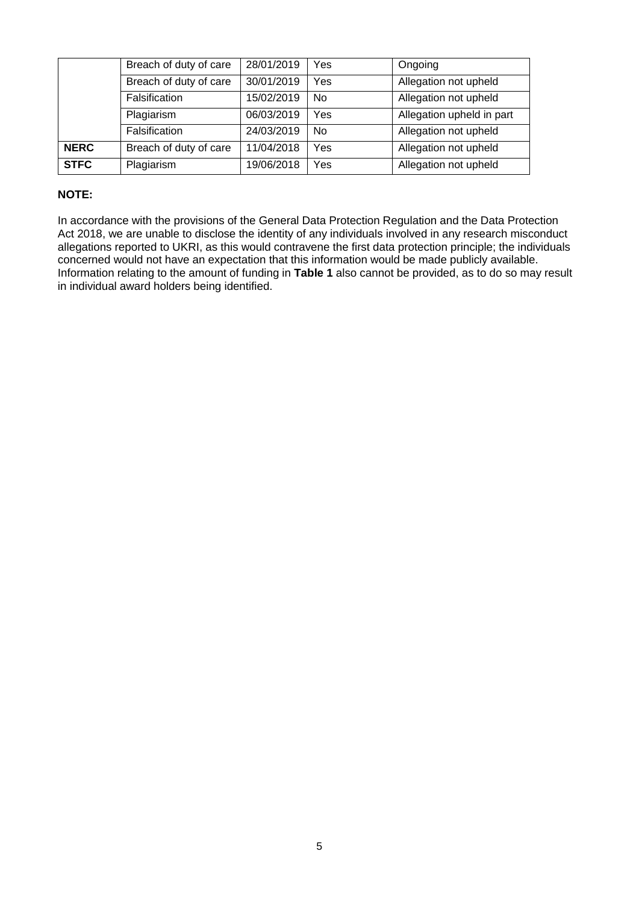| | | | | |
|---|---|---|---|---|
| | Breach of duty of care | 28/01/2019 | Yes | Ongoing |
| | Breach of duty of care | 30/01/2019 | Yes | Allegation not upheld |
| | Falsification | 15/02/2019 | No | Allegation not upheld |
| | Plagiarism | 06/03/2019 | Yes | Allegation upheld in part |
| | Falsification | 24/03/2019 | No | Allegation not upheld |
| **NERC** | Breach of duty of care | 11/04/2018 | Yes | Allegation not upheld |
| **STFC** | Plagiarism | 19/06/2018 | Yes | Allegation not upheld |

**NOTE:**

In accordance with the provisions of the General Data Protection Regulation and the Data Protection Act 2018, we are unable to disclose the identity of any individuals involved in any research misconduct allegations reported to UKRI, as this would contravene the first data protection principle; the individuals concerned would not have an expectation that this information would be made publicly available. Information relating to the amount of funding in **Table 1** also cannot be provided, as to do so may result in individual award holders being identified.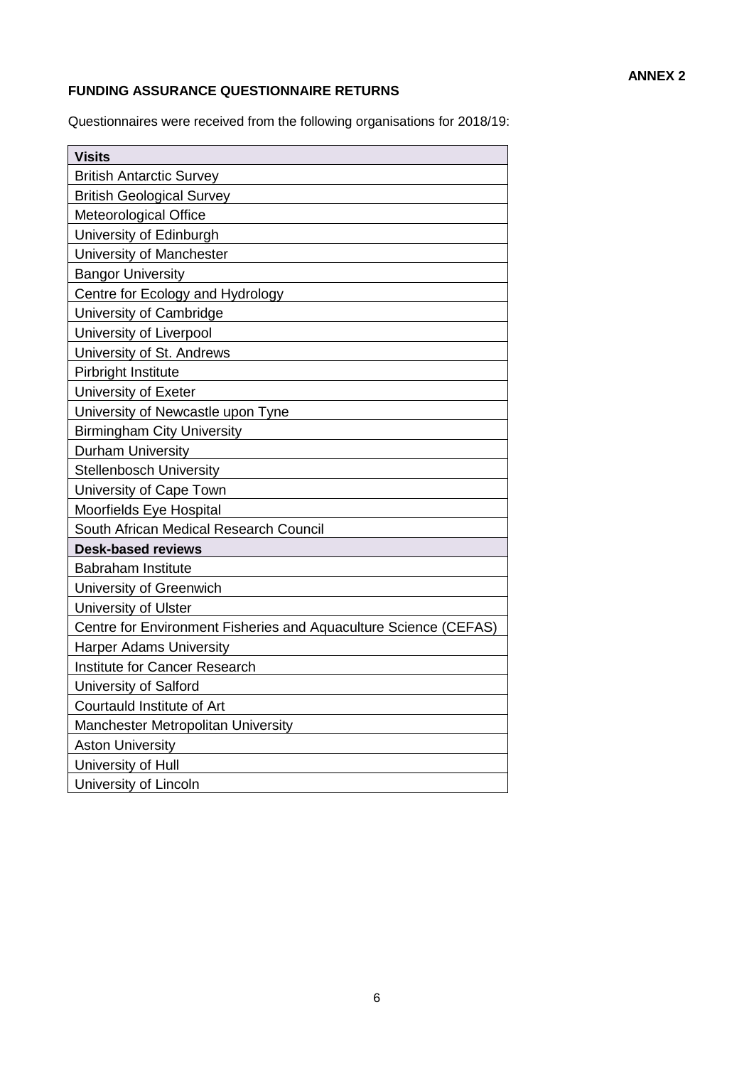**ANNEX 2**

**FUNDING ASSURANCE QUESTIONNAIRE RETURNS**

Questionnaires were received from the following organisations for 2018/19:

| **Visits** |
|---|
| British Antarctic Survey |
| British Geological Survey |
| Meteorological Office |
| University of Edinburgh |
| University of Manchester |
| Bangor University |
| Centre for Ecology and Hydrology |
| University of Cambridge |
| University of Liverpool |
| University of St. Andrews |
| Pirbright Institute |
| University of Exeter |
| University of Newcastle upon Tyne |
| Birmingham City University |
| Durham University |
| Stellenbosch University |
| University of Cape Town |
| Moorfields Eye Hospital |
| South African Medical Research Council |
| **Desk-based reviews** |
| Babraham Institute |
| University of Greenwich |
| University of Ulster |
| Centre for Environment Fisheries and Aquaculture Science (CEFAS) |
| Harper Adams University |
| Institute for Cancer Research |
| University of Salford |
| Courtauld Institute of Art |
| Manchester Metropolitan University |
| Aston University |
| University of Hull |
| University of Lincoln |